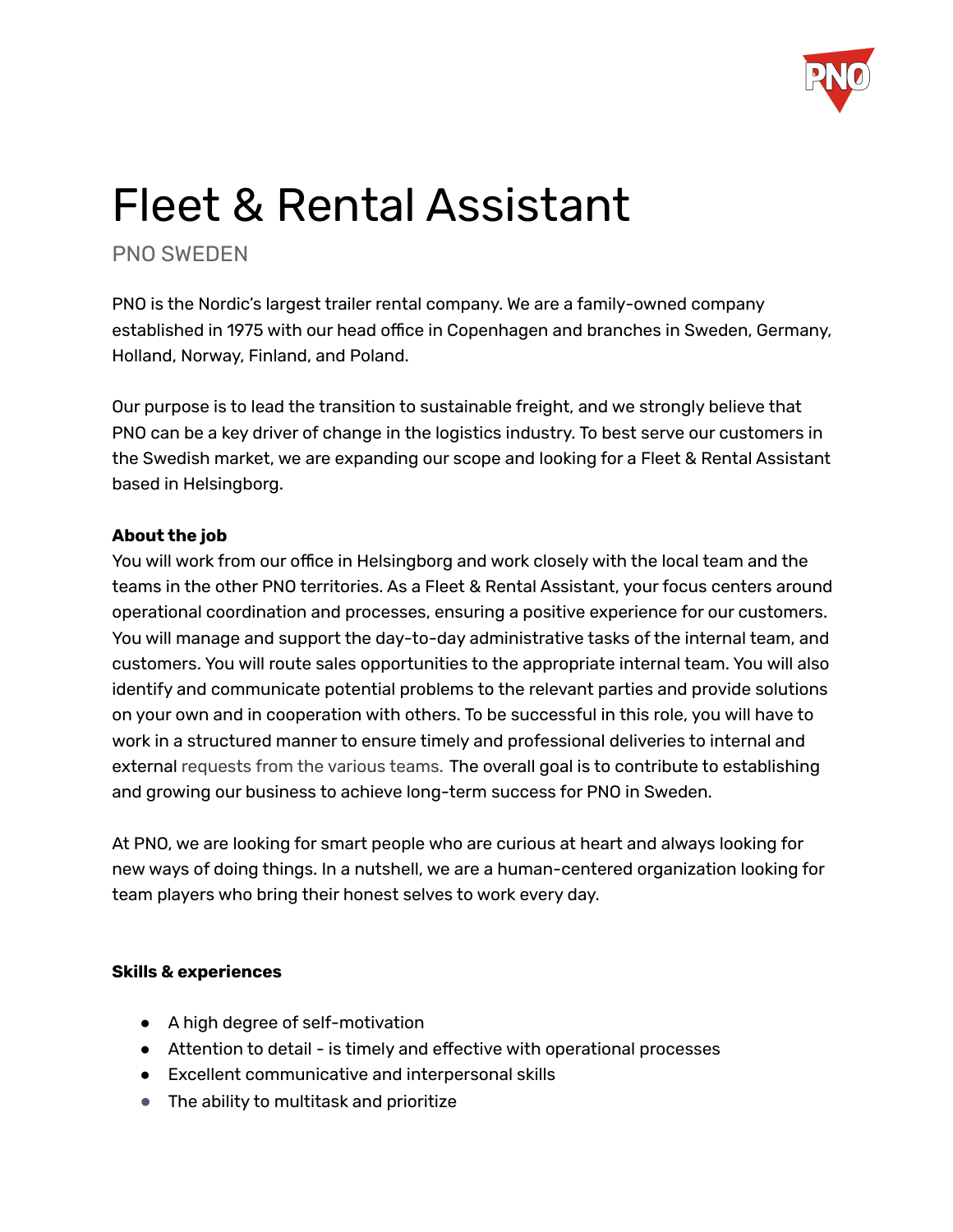# Fleet & Rental Assistant

PNO SWEDEN

PNO is the Nordic's largest trailer rental company. We are a family-owned company established in 1975 with our head office in Copenhagen and branches in Sweden, Germany, Holland, Norway, Finland, and Poland.

Our purpose is to lead the transition to sustainable freight, and we strongly believe that PNO can be a key driver of change in the logistics industry. To best serve our customers in the Swedish market, we are expanding our scope and looking for a Fleet & Rental Assistant based in Helsingborg.

**About the job**

You will work from our office in Helsingborg and work closely with the local team and the teams in the other PNO territories. As a Fleet & Rental Assistant, your focus centers around operational coordination and processes, ensuring a positive experience for our customers. You will manage and support the day-to-day administrative tasks of the internal team, and customers. You will route sales opportunities to the appropriate internal team. You will also identify and communicate potential problems to the relevant parties and provide solutions on your own and in cooperation with others. To be successful in this role, you will have to work in a structured manner to ensure timely and professional deliveries to internal and external requests from the various teams. The overall goal is to contribute to establishing and growing our business to achieve long-term success for PNO in Sweden.

At PNO, we are looking for smart people who are curious at heart and always looking for new ways of doing things. In a nutshell, we are a human-centered organization looking for team players who bring their honest selves to work every day.

**Skills & experiences**

- A high degree of self-motivation
- Attention to detail - is timely and effective with operational processes
- Excellent communicative and interpersonal skills
- The ability to multitask and prioritize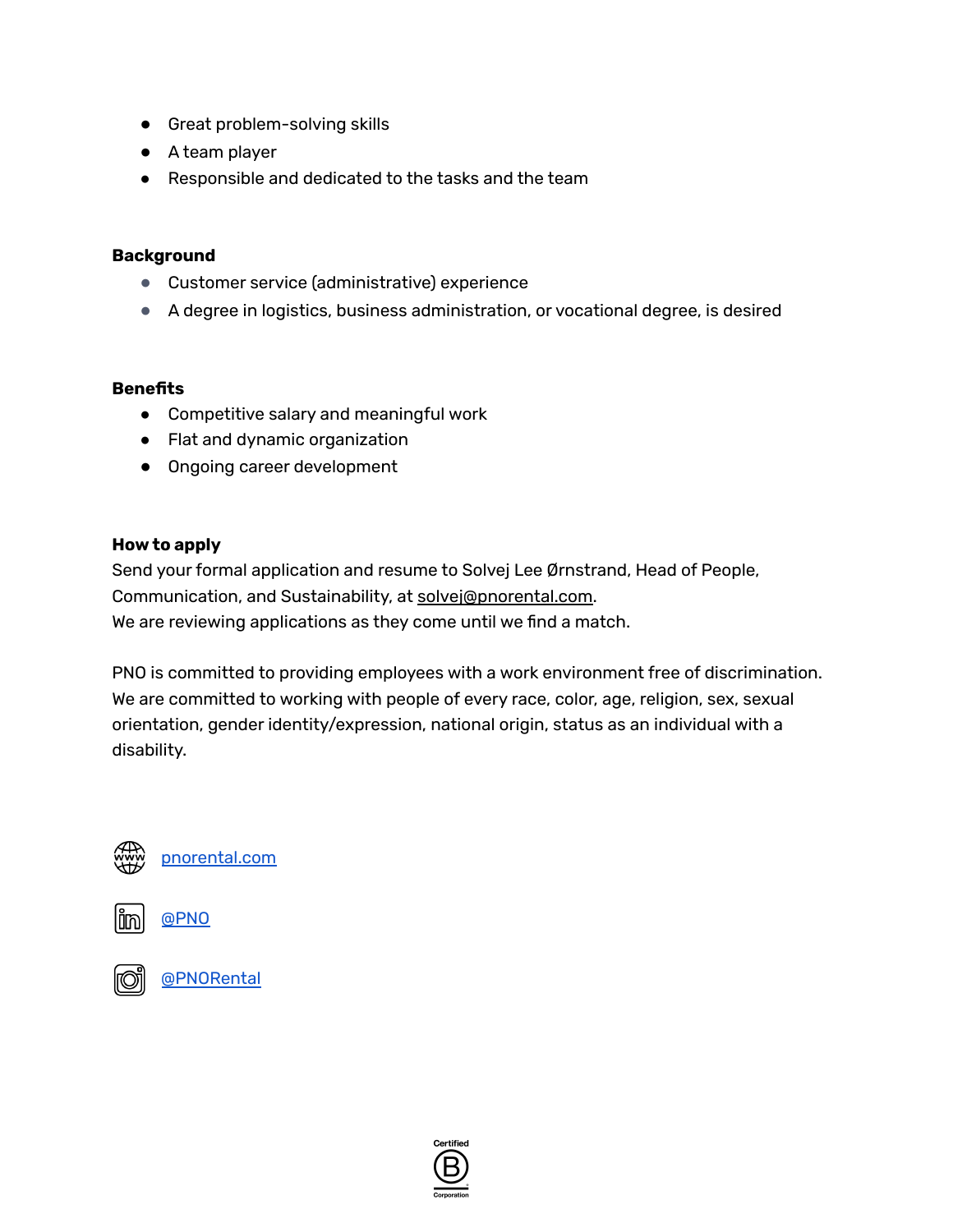- Great problem-solving skills
- A team player
- Responsible and dedicated to the tasks and the team

**Background**

- Customer service (administrative) experience
- A degree in logistics, business administration, or vocational degree, is desired

**Benefits**

- Competitive salary and meaningful work
- Flat and dynamic organization
- Ongoing career development

**How to apply**

Send your formal application and resume to Solvej Lee Ørnstrand, Head of People, Communication, and Sustainability, at solvej@pnorental.com.
We are reviewing applications as they come until we find a match.

PNO is committed to providing employees with a work environment free of discrimination. We are committed to working with people of every race, color, age, religion, sex, sexual orientation, gender identity/expression, national origin, status as an individual with a disability.

pnorental.com

@PNO

@PNORental

Certified B Corporation